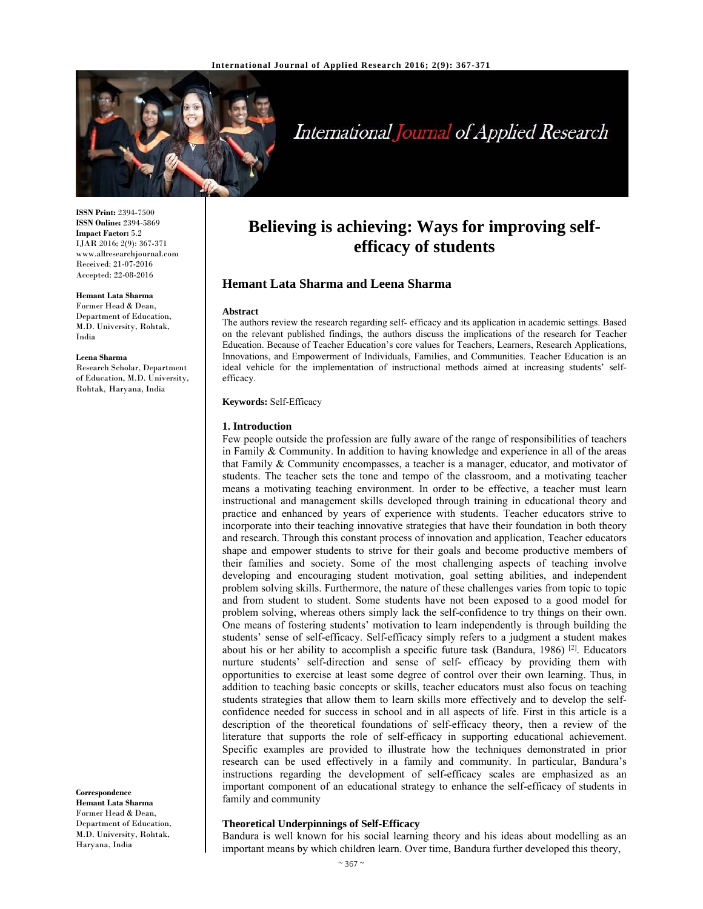# Believing is achieving: Ways for improving self-efficacy of students

**Hemant Lata Sharma and Leena Sharma**

**ISSN Print:** 2394-7500
**ISSN Online:** 2394-5869
**Impact Factor:** 5.2
IJAR 2016; 2(9): 367-371
www.allresearchjournal.com
Received: 21-07-2016
Accepted: 22-08-2016

**Hemant Lata Sharma**
Former Head & Dean, Department of Education, M.D. University, Rohtak, India

**Leena Sharma**
Research Scholar, Department of Education, M.D. University, Rohtak, Haryana, India

**Correspondence**
**Hemant Lata Sharma**
Former Head & Dean, Department of Education, M.D. University, Rohtak, Haryana, India

**Abstract**

The authors review the research regarding self- efficacy and its application in academic settings. Based on the relevant published findings, the authors discuss the implications of the research for Teacher Education. Because of Teacher Education's core values for Teachers, Learners, Research Applications, Innovations, and Empowerment of Individuals, Families, and Communities. Teacher Education is an ideal vehicle for the implementation of instructional methods aimed at increasing students' self-efficacy.

**Keywords:** Self-Efficacy

## 1. Introduction

Few people outside the profession are fully aware of the range of responsibilities of teachers in Family & Community. In addition to having knowledge and experience in all of the areas that Family & Community encompasses, a teacher is a manager, educator, and motivator of students. The teacher sets the tone and tempo of the classroom, and a motivating teacher means a motivating teaching environment. In order to be effective, a teacher must learn instructional and management skills developed through training in educational theory and practice and enhanced by years of experience with students. Teacher educators strive to incorporate into their teaching innovative strategies that have their foundation in both theory and research. Through this constant process of innovation and application, Teacher educators shape and empower students to strive for their goals and become productive members of their families and society. Some of the most challenging aspects of teaching involve developing and encouraging student motivation, goal setting abilities, and independent problem solving skills. Furthermore, the nature of these challenges varies from topic to topic and from student to student. Some students have not been exposed to a good model for problem solving, whereas others simply lack the self-confidence to try things on their own. One means of fostering students' motivation to learn independently is through building the students' sense of self-efficacy. Self-efficacy simply refers to a judgment a student makes about his or her ability to accomplish a specific future task (Bandura, 1986) [2]. Educators nurture students' self-direction and sense of self- efficacy by providing them with opportunities to exercise at least some degree of control over their own learning. Thus, in addition to teaching basic concepts or skills, teacher educators must also focus on teaching students strategies that allow them to learn skills more effectively and to develop the self-confidence needed for success in school and in all aspects of life. First in this article is a description of the theoretical foundations of self-efficacy theory, then a review of the literature that supports the role of self-efficacy in supporting educational achievement. Specific examples are provided to illustrate how the techniques demonstrated in prior research can be used effectively in a family and community. In particular, Bandura's instructions regarding the development of self-efficacy scales are emphasized as an important component of an educational strategy to enhance the self-efficacy of students in family and community

### Theoretical Underpinnings of Self-Efficacy

Bandura is well known for his social learning theory and his ideas about modelling as an important means by which children learn. Over time, Bandura further developed this theory,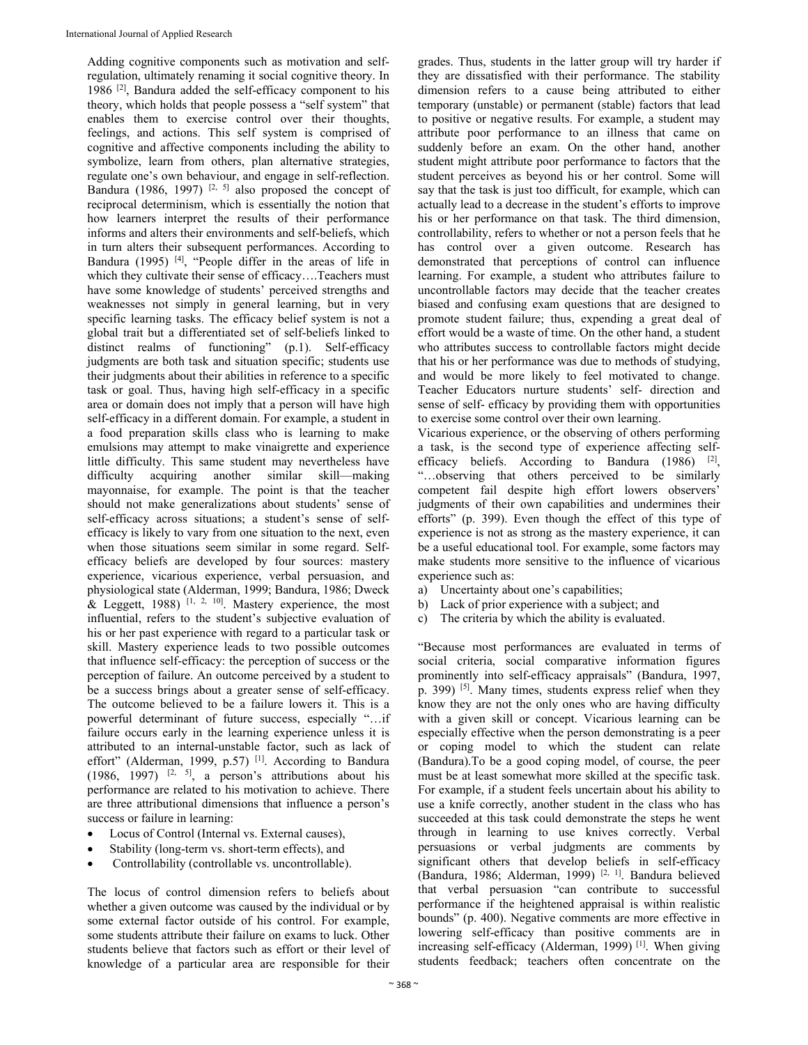Adding cognitive components such as motivation and self-regulation, ultimately renaming it social cognitive theory. In 1986 [2], Bandura added the self-efficacy component to his theory, which holds that people possess a "self system" that enables them to exercise control over their thoughts, feelings, and actions. This self system is comprised of cognitive and affective components including the ability to symbolize, learn from others, plan alternative strategies, regulate one's own behaviour, and engage in self-reflection. Bandura (1986, 1997) [2, 5] also proposed the concept of reciprocal determinism, which is essentially the notion that how learners interpret the results of their performance informs and alters their environments and self-beliefs, which in turn alters their subsequent performances. According to Bandura (1995) [4], "People differ in the areas of life in which they cultivate their sense of efficacy….Teachers must have some knowledge of students' perceived strengths and weaknesses not simply in general learning, but in very specific learning tasks. The efficacy belief system is not a global trait but a differentiated set of self-beliefs linked to distinct realms of functioning" (p.1). Self-efficacy judgments are both task and situation specific; students use their judgments about their abilities in reference to a specific task or goal. Thus, having high self-efficacy in a specific area or domain does not imply that a person will have high self-efficacy in a different domain. For example, a student in a food preparation skills class who is learning to make emulsions may attempt to make vinaigrette and experience little difficulty. This same student may nevertheless have difficulty acquiring another similar skill—making mayonnaise, for example. The point is that the teacher should not make generalizations about students' sense of self-efficacy across situations; a student's sense of self-efficacy is likely to vary from one situation to the next, even when those situations seem similar in some regard. Self-efficacy beliefs are developed by four sources: mastery experience, vicarious experience, verbal persuasion, and physiological state (Alderman, 1999; Bandura, 1986; Dweck & Leggett, 1988) [1, 2, 10]. Mastery experience, the most influential, refers to the student's subjective evaluation of his or her past experience with regard to a particular task or skill. Mastery experience leads to two possible outcomes that influence self-efficacy: the perception of success or the perception of failure. An outcome perceived by a student to be a success brings about a greater sense of self-efficacy. The outcome believed to be a failure lowers it. This is a powerful determinant of future success, especially "…if failure occurs early in the learning experience unless it is attributed to an internal-unstable factor, such as lack of effort" (Alderman, 1999, p.57) [1]. According to Bandura (1986, 1997) [2, 5], a person's attributions about his performance are related to his motivation to achieve. There are three attributional dimensions that influence a person's success or failure in learning:

- Locus of Control (Internal vs. External causes),
- Stability (long-term vs. short-term effects), and
- Controllability (controllable vs. uncontrollable).

The locus of control dimension refers to beliefs about whether a given outcome was caused by the individual or by some external factor outside of his control. For example, some students attribute their failure on exams to luck. Other students believe that factors such as effort or their level of knowledge of a particular area are responsible for their grades. Thus, students in the latter group will try harder if they are dissatisfied with their performance. The stability dimension refers to a cause being attributed to either temporary (unstable) or permanent (stable) factors that lead to positive or negative results. For example, a student may attribute poor performance to an illness that came on suddenly before an exam. On the other hand, another student might attribute poor performance to factors that the student perceives as beyond his or her control. Some will say that the task is just too difficult, for example, which can actually lead to a decrease in the student's efforts to improve his or her performance on that task. The third dimension, controllability, refers to whether or not a person feels that he has control over a given outcome. Research has demonstrated that perceptions of control can influence learning. For example, a student who attributes failure to uncontrollable factors may decide that the teacher creates biased and confusing exam questions that are designed to promote student failure; thus, expending a great deal of effort would be a waste of time. On the other hand, a student who attributes success to controllable factors might decide that his or her performance was due to methods of studying, and would be more likely to feel motivated to change. Teacher Educators nurture students' self- direction and sense of self- efficacy by providing them with opportunities to exercise some control over their own learning.

Vicarious experience, or the observing of others performing a task, is the second type of experience affecting self-efficacy beliefs. According to Bandura (1986) [2], "…observing that others perceived to be similarly competent fail despite high effort lowers observers' judgments of their own capabilities and undermines their efforts" (p. 399). Even though the effect of this type of experience is not as strong as the mastery experience, it can be a useful educational tool. For example, some factors may make students more sensitive to the influence of vicarious experience such as:

a) Uncertainty about one's capabilities;
b) Lack of prior experience with a subject; and
c) The criteria by which the ability is evaluated.

"Because most performances are evaluated in terms of social criteria, social comparative information figures prominently into self-efficacy appraisals" (Bandura, 1997, p. 399) [5]. Many times, students express relief when they know they are not the only ones who are having difficulty with a given skill or concept. Vicarious learning can be especially effective when the person demonstrating is a peer or coping model to which the student can relate (Bandura).To be a good coping model, of course, the peer must be at least somewhat more skilled at the specific task. For example, if a student feels uncertain about his ability to use a knife correctly, another student in the class who has succeeded at this task could demonstrate the steps he went through in learning to use knives correctly. Verbal persuasions or verbal judgments are comments by significant others that develop beliefs in self-efficacy (Bandura, 1986; Alderman, 1999) [2, 1]. Bandura believed that verbal persuasion "can contribute to successful performance if the heightened appraisal is within realistic bounds" (p. 400). Negative comments are more effective in lowering self-efficacy than positive comments are in increasing self-efficacy (Alderman, 1999) [1]. When giving students feedback; teachers often concentrate on the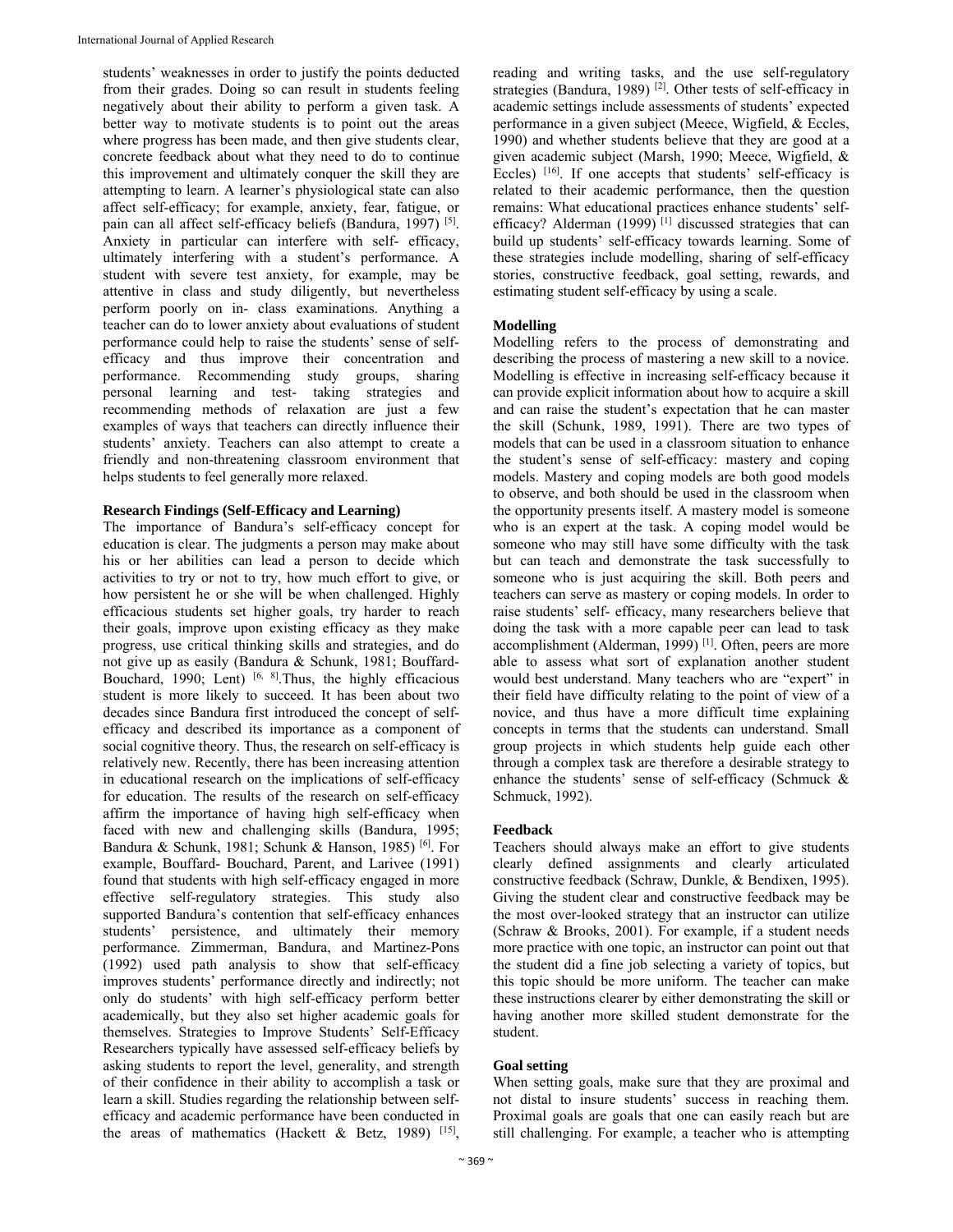students' weaknesses in order to justify the points deducted from their grades. Doing so can result in students feeling negatively about their ability to perform a given task. A better way to motivate students is to point out the areas where progress has been made, and then give students clear, concrete feedback about what they need to do to continue this improvement and ultimately conquer the skill they are attempting to learn. A learner's physiological state can also affect self-efficacy; for example, anxiety, fear, fatigue, or pain can all affect self-efficacy beliefs (Bandura, 1997) [5]. Anxiety in particular can interfere with self- efficacy, ultimately interfering with a student's performance. A student with severe test anxiety, for example, may be attentive in class and study diligently, but nevertheless perform poorly on in- class examinations. Anything a teacher can do to lower anxiety about evaluations of student performance could help to raise the students' sense of self-efficacy and thus improve their concentration and performance. Recommending study groups, sharing personal learning and test- taking strategies and recommending methods of relaxation are just a few examples of ways that teachers can directly influence their students' anxiety. Teachers can also attempt to create a friendly and non-threatening classroom environment that helps students to feel generally more relaxed.

**Research Findings (Self-Efficacy and Learning)**

The importance of Bandura's self-efficacy concept for education is clear. The judgments a person may make about his or her abilities can lead a person to decide which activities to try or not to try, how much effort to give, or how persistent he or she will be when challenged. Highly efficacious students set higher goals, try harder to reach their goals, improve upon existing efficacy as they make progress, use critical thinking skills and strategies, and do not give up as easily (Bandura & Schunk, 1981; Bouffard-Bouchard, 1990; Lent) [6, 8].Thus, the highly efficacious student is more likely to succeed. It has been about two decades since Bandura first introduced the concept of self-efficacy and described its importance as a component of social cognitive theory. Thus, the research on self-efficacy is relatively new. Recently, there has been increasing attention in educational research on the implications of self-efficacy for education. The results of the research on self-efficacy affirm the importance of having high self-efficacy when faced with new and challenging skills (Bandura, 1995; Bandura & Schunk, 1981; Schunk & Hanson, 1985) [6]. For example, Bouffard- Bouchard, Parent, and Larivee (1991) found that students with high self-efficacy engaged in more effective self-regulatory strategies. This study also supported Bandura's contention that self-efficacy enhances students' persistence, and ultimately their memory performance. Zimmerman, Bandura, and Martinez-Pons (1992) used path analysis to show that self-efficacy improves students' performance directly and indirectly; not only do students' with high self-efficacy perform better academically, but they also set higher academic goals for themselves. Strategies to Improve Students' Self-Efficacy Researchers typically have assessed self-efficacy beliefs by asking students to report the level, generality, and strength of their confidence in their ability to accomplish a task or learn a skill. Studies regarding the relationship between self-efficacy and academic performance have been conducted in the areas of mathematics (Hackett & Betz, 1989) [15], reading and writing tasks, and the use self-regulatory strategies (Bandura, 1989) [2]. Other tests of self-efficacy in academic settings include assessments of students' expected performance in a given subject (Meece, Wigfield, & Eccles, 1990) and whether students believe that they are good at a given academic subject (Marsh, 1990; Meece, Wigfield, & Eccles) [16]. If one accepts that students' self-efficacy is related to their academic performance, then the question remains: What educational practices enhance students' self-efficacy? Alderman (1999) [1] discussed strategies that can build up students' self-efficacy towards learning. Some of these strategies include modelling, sharing of self-efficacy stories, constructive feedback, goal setting, rewards, and estimating student self-efficacy by using a scale.

**Modelling**

Modelling refers to the process of demonstrating and describing the process of mastering a new skill to a novice. Modelling is effective in increasing self-efficacy because it can provide explicit information about how to acquire a skill and can raise the student's expectation that he can master the skill (Schunk, 1989, 1991). There are two types of models that can be used in a classroom situation to enhance the student's sense of self-efficacy: mastery and coping models. Mastery and coping models are both good models to observe, and both should be used in the classroom when the opportunity presents itself. A mastery model is someone who is an expert at the task. A coping model would be someone who may still have some difficulty with the task but can teach and demonstrate the task successfully to someone who is just acquiring the skill. Both peers and teachers can serve as mastery or coping models. In order to raise students' self- efficacy, many researchers believe that doing the task with a more capable peer can lead to task accomplishment (Alderman, 1999) [1]. Often, peers are more able to assess what sort of explanation another student would best understand. Many teachers who are "expert" in their field have difficulty relating to the point of view of a novice, and thus have a more difficult time explaining concepts in terms that the students can understand. Small group projects in which students help guide each other through a complex task are therefore a desirable strategy to enhance the students' sense of self-efficacy (Schmuck & Schmuck, 1992).

**Feedback**

Teachers should always make an effort to give students clearly defined assignments and clearly articulated constructive feedback (Schraw, Dunkle, & Bendixen, 1995). Giving the student clear and constructive feedback may be the most over-looked strategy that an instructor can utilize (Schraw & Brooks, 2001). For example, if a student needs more practice with one topic, an instructor can point out that the student did a fine job selecting a variety of topics, but this topic should be more uniform. The teacher can make these instructions clearer by either demonstrating the skill or having another more skilled student demonstrate for the student.

**Goal setting**

When setting goals, make sure that they are proximal and not distal to insure students' success in reaching them. Proximal goals are goals that one can easily reach but are still challenging. For example, a teacher who is attempting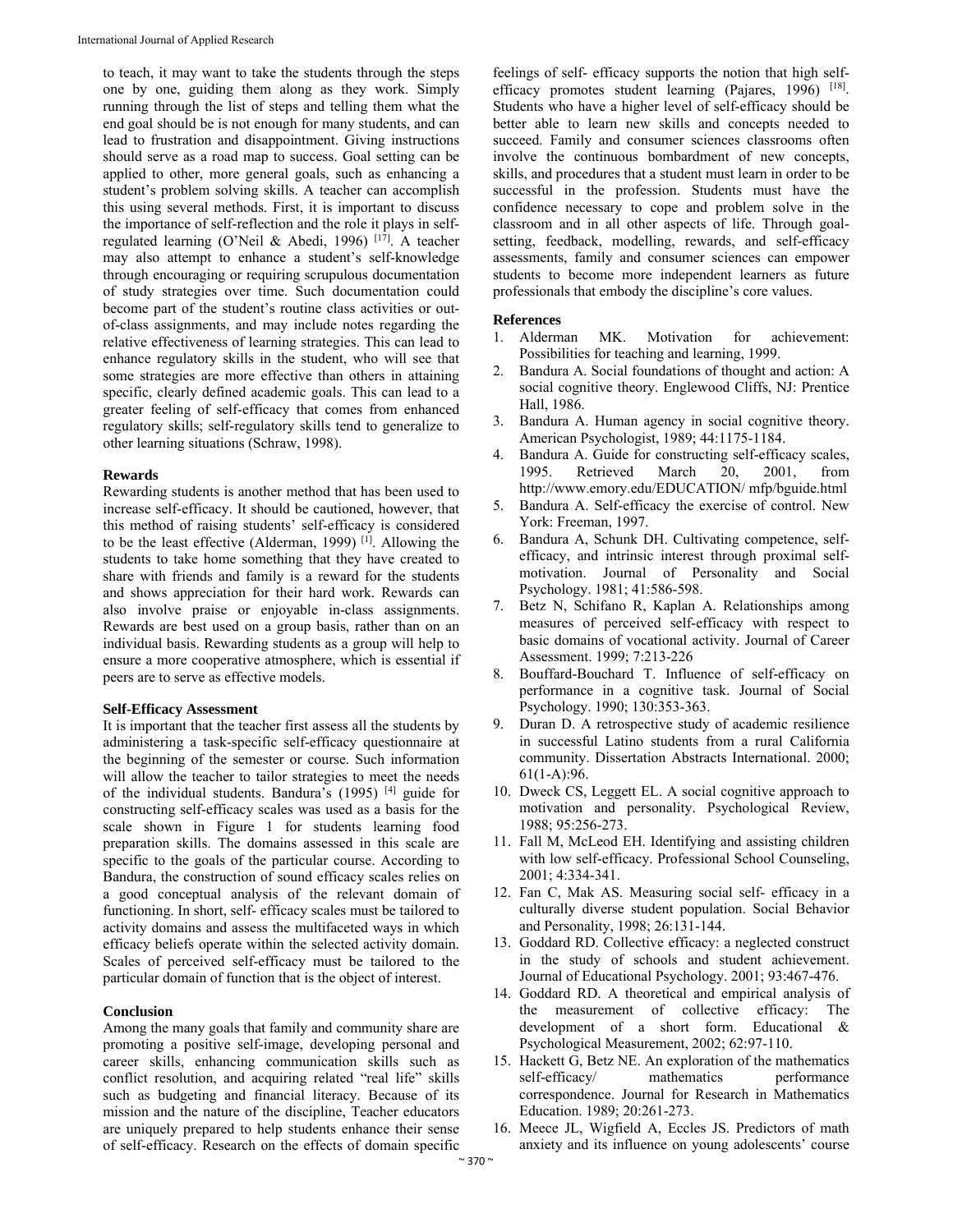to teach, it may want to take the students through the steps one by one, guiding them along as they work. Simply running through the list of steps and telling them what the end goal should be is not enough for many students, and can lead to frustration and disappointment. Giving instructions should serve as a road map to success. Goal setting can be applied to other, more general goals, such as enhancing a student's problem solving skills. A teacher can accomplish this using several methods. First, it is important to discuss the importance of self-reflection and the role it plays in self-regulated learning (O'Neil & Abedi, 1996) [17]. A teacher may also attempt to enhance a student's self-knowledge through encouraging or requiring scrupulous documentation of study strategies over time. Such documentation could become part of the student's routine class activities or out-of-class assignments, and may include notes regarding the relative effectiveness of learning strategies. This can lead to enhance regulatory skills in the student, who will see that some strategies are more effective than others in attaining specific, clearly defined academic goals. This can lead to a greater feeling of self-efficacy that comes from enhanced regulatory skills; self-regulatory skills tend to generalize to other learning situations (Schraw, 1998).

**Rewards**

Rewarding students is another method that has been used to increase self-efficacy. It should be cautioned, however, that this method of raising students' self-efficacy is considered to be the least effective (Alderman, 1999) [1]. Allowing the students to take home something that they have created to share with friends and family is a reward for the students and shows appreciation for their hard work. Rewards can also involve praise or enjoyable in-class assignments. Rewards are best used on a group basis, rather than on an individual basis. Rewarding students as a group will help to ensure a more cooperative atmosphere, which is essential if peers are to serve as effective models.

**Self-Efficacy Assessment**

It is important that the teacher first assess all the students by administering a task-specific self-efficacy questionnaire at the beginning of the semester or course. Such information will allow the teacher to tailor strategies to meet the needs of the individual students. Bandura's (1995) [4] guide for constructing self-efficacy scales was used as a basis for the scale shown in Figure 1 for students learning food preparation skills. The domains assessed in this scale are specific to the goals of the particular course. According to Bandura, the construction of sound efficacy scales relies on a good conceptual analysis of the relevant domain of functioning. In short, self- efficacy scales must be tailored to activity domains and assess the multifaceted ways in which efficacy beliefs operate within the selected activity domain. Scales of perceived self-efficacy must be tailored to the particular domain of function that is the object of interest.

**Conclusion**

Among the many goals that family and community share are promoting a positive self-image, developing personal and career skills, enhancing communication skills such as conflict resolution, and acquiring related "real life" skills such as budgeting and financial literacy. Because of its mission and the nature of the discipline, Teacher educators are uniquely prepared to help students enhance their sense of self-efficacy. Research on the effects of domain specific feelings of self- efficacy supports the notion that high self-efficacy promotes student learning (Pajares, 1996) [18]. Students who have a higher level of self-efficacy should be better able to learn new skills and concepts needed to succeed. Family and consumer sciences classrooms often involve the continuous bombardment of new concepts, skills, and procedures that a student must learn in order to be successful in the profession. Students must have the confidence necessary to cope and problem solve in the classroom and in all other aspects of life. Through goal-setting, feedback, modelling, rewards, and self-efficacy assessments, family and consumer sciences can empower students to become more independent learners as future professionals that embody the discipline's core values.

**References**

1. Alderman MK. Motivation for achievement: Possibilities for teaching and learning, 1999.
2. Bandura A. Social foundations of thought and action: A social cognitive theory. Englewood Cliffs, NJ: Prentice Hall, 1986.
3. Bandura A. Human agency in social cognitive theory. American Psychologist, 1989; 44:1175-1184.
4. Bandura A. Guide for constructing self-efficacy scales, 1995. Retrieved March 20, 2001, from http://www.emory.edu/EDUCATION/ mfp/bguide.html
5. Bandura A. Self-efficacy the exercise of control. New York: Freeman, 1997.
6. Bandura A, Schunk DH. Cultivating competence, self-efficacy, and intrinsic interest through proximal self-motivation. Journal of Personality and Social Psychology. 1981; 41:586-598.
7. Betz N, Schifano R, Kaplan A. Relationships among measures of perceived self-efficacy with respect to basic domains of vocational activity. Journal of Career Assessment. 1999; 7:213-226
8. Bouffard-Bouchard T. Influence of self-efficacy on performance in a cognitive task. Journal of Social Psychology. 1990; 130:353-363.
9. Duran D. A retrospective study of academic resilience in successful Latino students from a rural California community. Dissertation Abstracts International. 2000; 61(1-A):96.
10. Dweck CS, Leggett EL. A social cognitive approach to motivation and personality. Psychological Review, 1988; 95:256-273.
11. Fall M, McLeod EH. Identifying and assisting children with low self-efficacy. Professional School Counseling, 2001; 4:334-341.
12. Fan C, Mak AS. Measuring social self- efficacy in a culturally diverse student population. Social Behavior and Personality, 1998; 26:131-144.
13. Goddard RD. Collective efficacy: a neglected construct in the study of schools and student achievement. Journal of Educational Psychology. 2001; 93:467-476.
14. Goddard RD. A theoretical and empirical analysis of the measurement of collective efficacy: The development of a short form. Educational & Psychological Measurement, 2002; 62:97-110.
15. Hackett G, Betz NE. An exploration of the mathematics self-efficacy/ mathematics performance correspondence. Journal for Research in Mathematics Education. 1989; 20:261-273.
16. Meece JL, Wigfield A, Eccles JS. Predictors of math anxiety and its influence on young adolescents' course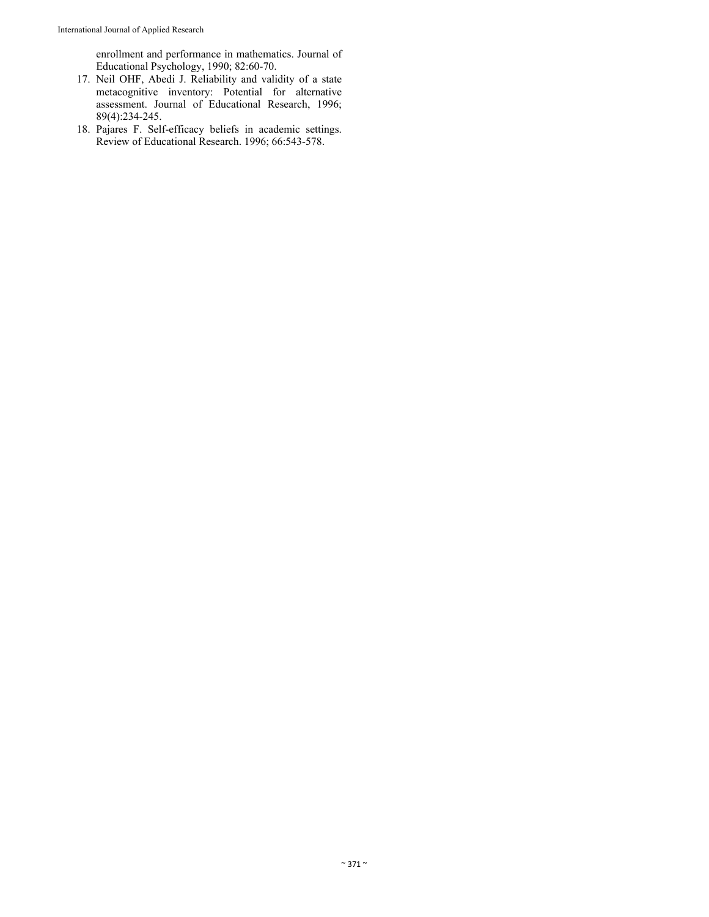enrollment and performance in mathematics. Journal of Educational Psychology, 1990; 82:60-70.

17. Neil OHF, Abedi J. Reliability and validity of a state metacognitive inventory: Potential for alternative assessment. Journal of Educational Research, 1996; 89(4):234-245.
18. Pajares F. Self-efficacy beliefs in academic settings. Review of Educational Research. 1996; 66:543-578.